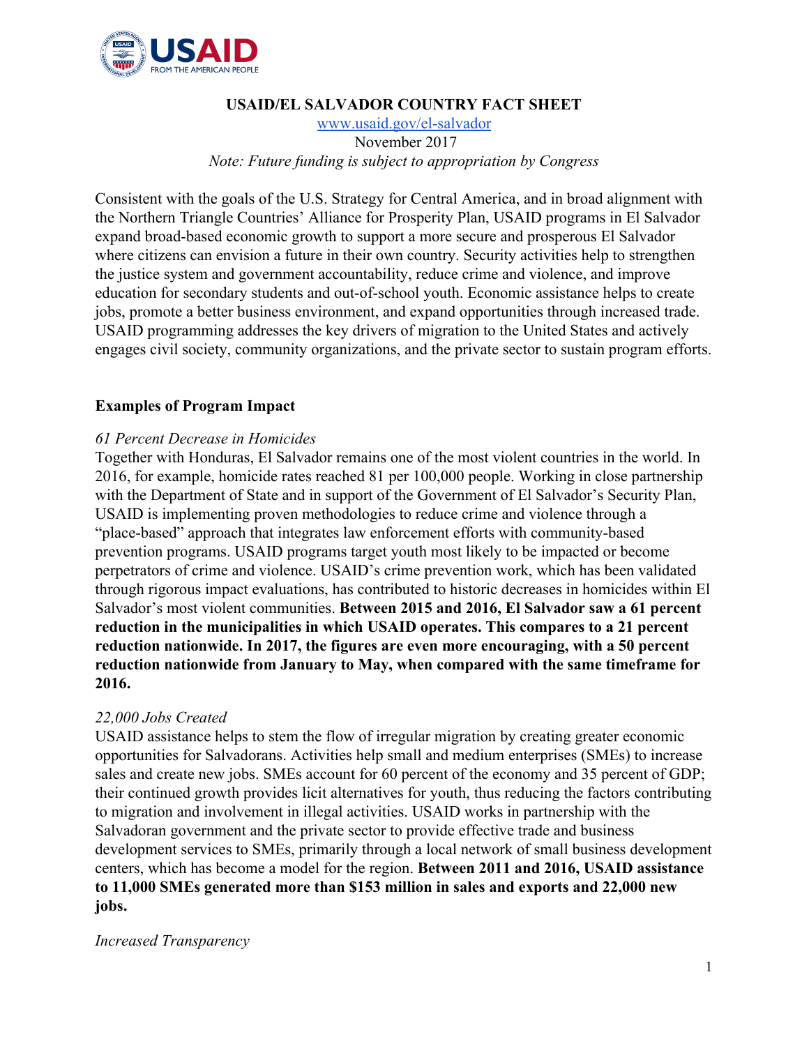# USAID/EL SALVADOR COUNTRY FACT SHEET

[www.usaid.gov/el-salvador](http://www.usaid.gov/el-salvador)

November 2017

*Note: Future funding is subject to appropriation by Congress*

Consistent with the goals of the U.S. Strategy for Central America, and in broad alignment with the Northern Triangle Countries' Alliance for Prosperity Plan, USAID programs in El Salvador expand broad-based economic growth to support a more secure and prosperous El Salvador where citizens can envision a future in their own country. Security activities help to strengthen the justice system and government accountability, reduce crime and violence, and improve education for secondary students and out-of-school youth. Economic assistance helps to create jobs, promote a better business environment, and expand opportunities through increased trade. USAID programming addresses the key drivers of migration to the United States and actively engages civil society, community organizations, and the private sector to sustain program efforts.

## Examples of Program Impact

### *61 Percent Decrease in Homicides*

Together with Honduras, El Salvador remains one of the most violent countries in the world. In 2016, for example, homicide rates reached 81 per 100,000 people. Working in close partnership with the Department of State and in support of the Government of El Salvador's Security Plan, USAID is implementing proven methodologies to reduce crime and violence through a "place-based" approach that integrates law enforcement efforts with community-based prevention programs. USAID programs target youth most likely to be impacted or become perpetrators of crime and violence. USAID's crime prevention work, which has been validated through rigorous impact evaluations, has contributed to historic decreases in homicides within El Salvador's most violent communities. **Between 2015 and 2016, El Salvador saw a 61 percent reduction in the municipalities in which USAID operates. This compares to a 21 percent reduction nationwide. In 2017, the figures are even more encouraging, with a 50 percent reduction nationwide from January to May, when compared with the same timeframe for 2016.**

### *22,000 Jobs Created*

USAID assistance helps to stem the flow of irregular migration by creating greater economic opportunities for Salvadorans. Activities help small and medium enterprises (SMEs) to increase sales and create new jobs. SMEs account for 60 percent of the economy and 35 percent of GDP; their continued growth provides licit alternatives for youth, thus reducing the factors contributing to migration and involvement in illegal activities. USAID works in partnership with the Salvadoran government and the private sector to provide effective trade and business development services to SMEs, primarily through a local network of small business development centers, which has become a model for the region. **Between 2011 and 2016, USAID assistance to 11,000 SMEs generated more than $153 million in sales and exports and 22,000 new jobs.**

### *Increased Transparency*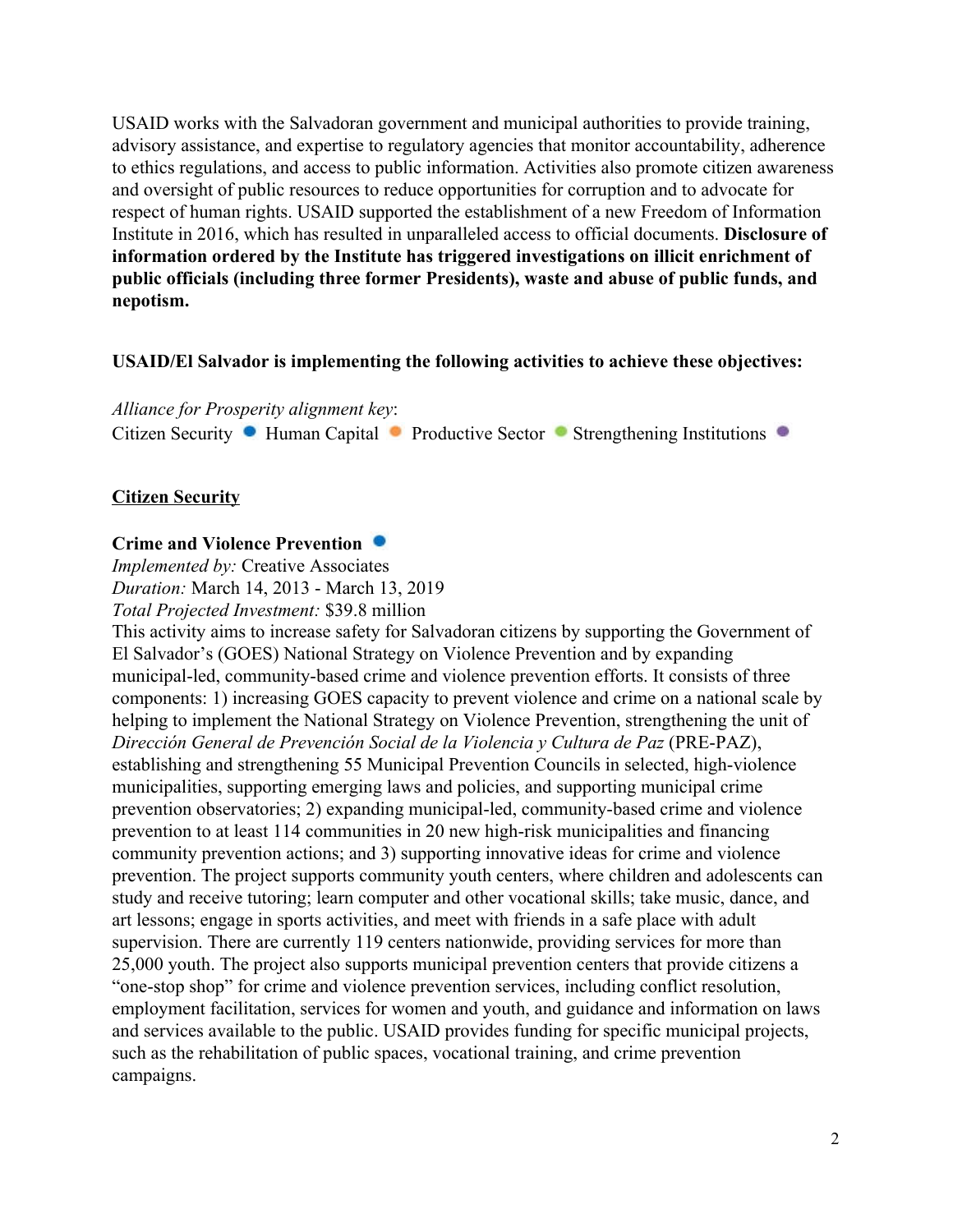USAID works with the Salvadoran government and municipal authorities to provide training, advisory assistance, and expertise to regulatory agencies that monitor accountability, adherence to ethics regulations, and access to public information. Activities also promote citizen awareness and oversight of public resources to reduce opportunities for corruption and to advocate for respect of human rights. USAID supported the establishment of a new Freedom of Information Institute in 2016, which has resulted in unparalleled access to official documents. **Disclosure of information ordered by the Institute has triggered investigations on illicit enrichment of public officials (including three former Presidents), waste and abuse of public funds, and nepotism.**

**USAID/El Salvador is implementing the following activities to achieve these objectives:**

*Alliance for Prosperity alignment key*:
Citizen Security ● Human Capital ● Productive Sector ● Strengthening Institutions ●

## Citizen Security

**Crime and Violence Prevention** ●
*Implemented by:* Creative Associates
*Duration:* March 14, 2013 - March 13, 2019
*Total Projected Investment:* $39.8 million
This activity aims to increase safety for Salvadoran citizens by supporting the Government of El Salvador's (GOES) National Strategy on Violence Prevention and by expanding municipal-led, community-based crime and violence prevention efforts. It consists of three components: 1) increasing GOES capacity to prevent violence and crime on a national scale by helping to implement the National Strategy on Violence Prevention, strengthening the unit of *Dirección General de Prevención Social de la Violencia y Cultura de Paz* (PRE-PAZ), establishing and strengthening 55 Municipal Prevention Councils in selected, high-violence municipalities, supporting emerging laws and policies, and supporting municipal crime prevention observatories; 2) expanding municipal-led, community-based crime and violence prevention to at least 114 communities in 20 new high-risk municipalities and financing community prevention actions; and 3) supporting innovative ideas for crime and violence prevention. The project supports community youth centers, where children and adolescents can study and receive tutoring; learn computer and other vocational skills; take music, dance, and art lessons; engage in sports activities, and meet with friends in a safe place with adult supervision. There are currently 119 centers nationwide, providing services for more than 25,000 youth. The project also supports municipal prevention centers that provide citizens a "one-stop shop" for crime and violence prevention services, including conflict resolution, employment facilitation, services for women and youth, and guidance and information on laws and services available to the public. USAID provides funding for specific municipal projects, such as the rehabilitation of public spaces, vocational training, and crime prevention campaigns.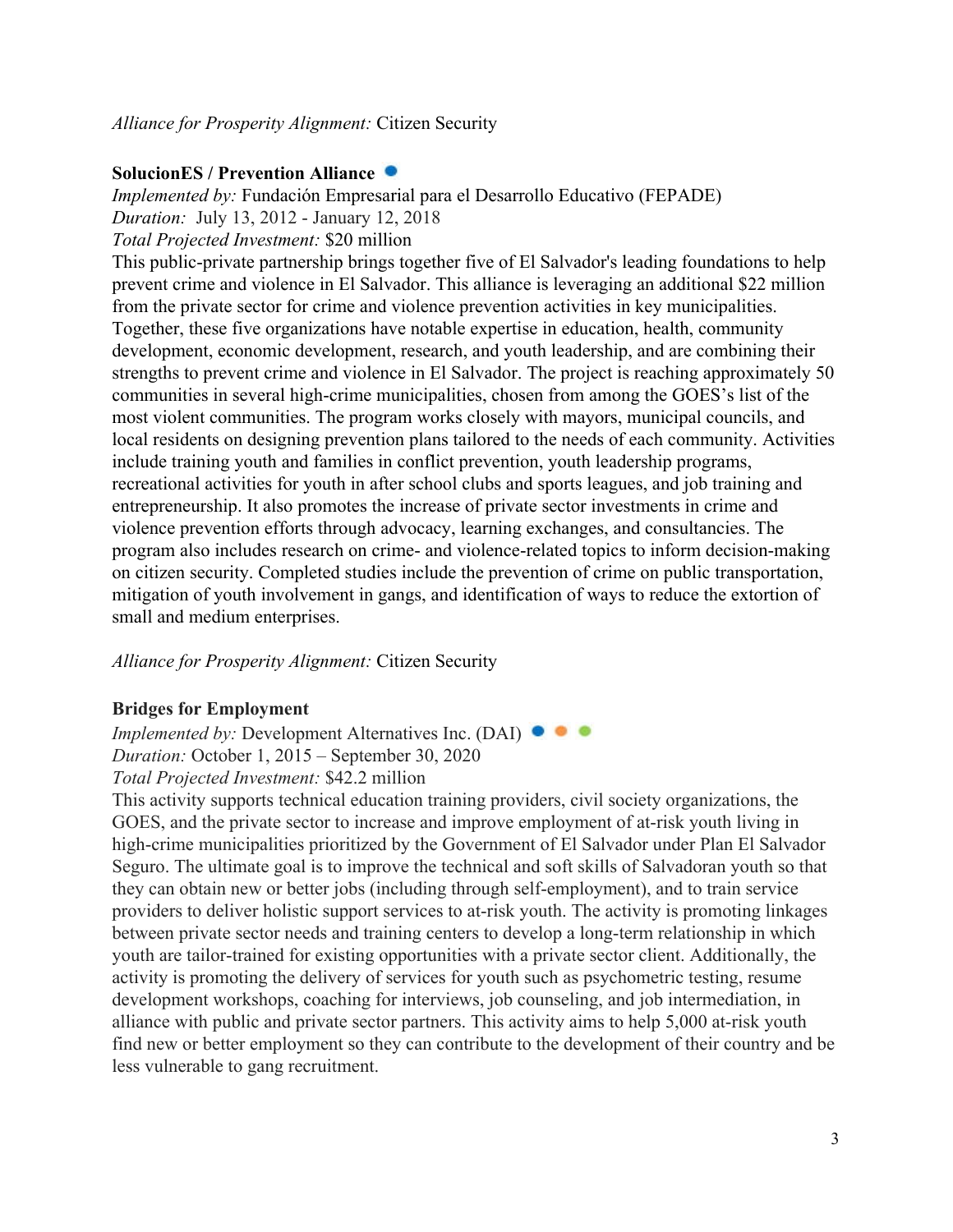*Alliance for Prosperity Alignment:* Citizen Security

**SolucionES / Prevention Alliance**

*Implemented by:* Fundación Empresarial para el Desarrollo Educativo (FEPADE)
*Duration:* July 13, 2012 - January 12, 2018
*Total Projected Investment:* $20 million

This public-private partnership brings together five of El Salvador's leading foundations to help prevent crime and violence in El Salvador. This alliance is leveraging an additional $22 million from the private sector for crime and violence prevention activities in key municipalities. Together, these five organizations have notable expertise in education, health, community development, economic development, research, and youth leadership, and are combining their strengths to prevent crime and violence in El Salvador. The project is reaching approximately 50 communities in several high-crime municipalities, chosen from among the GOES's list of the most violent communities. The program works closely with mayors, municipal councils, and local residents on designing prevention plans tailored to the needs of each community. Activities include training youth and families in conflict prevention, youth leadership programs, recreational activities for youth in after school clubs and sports leagues, and job training and entrepreneurship. It also promotes the increase of private sector investments in crime and violence prevention efforts through advocacy, learning exchanges, and consultancies. The program also includes research on crime- and violence-related topics to inform decision-making on citizen security. Completed studies include the prevention of crime on public transportation, mitigation of youth involvement in gangs, and identification of ways to reduce the extortion of small and medium enterprises.

*Alliance for Prosperity Alignment:* Citizen Security

**Bridges for Employment**

*Implemented by:* Development Alternatives Inc. (DAI)
*Duration:* October 1, 2015 – September 30, 2020
*Total Projected Investment:* $42.2 million

This activity supports technical education training providers, civil society organizations, the GOES, and the private sector to increase and improve employment of at-risk youth living in high-crime municipalities prioritized by the Government of El Salvador under Plan El Salvador Seguro. The ultimate goal is to improve the technical and soft skills of Salvadoran youth so that they can obtain new or better jobs (including through self-employment), and to train service providers to deliver holistic support services to at-risk youth. The activity is promoting linkages between private sector needs and training centers to develop a long-term relationship in which youth are tailor-trained for existing opportunities with a private sector client. Additionally, the activity is promoting the delivery of services for youth such as psychometric testing, resume development workshops, coaching for interviews, job counseling, and job intermediation, in alliance with public and private sector partners. This activity aims to help 5,000 at-risk youth find new or better employment so they can contribute to the development of their country and be less vulnerable to gang recruitment.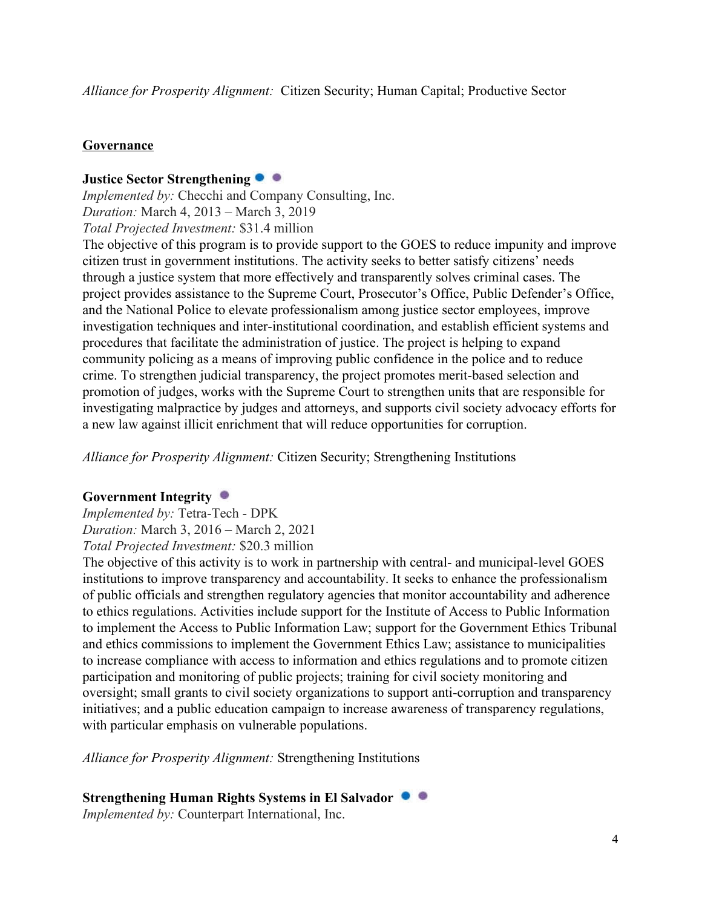*Alliance for Prosperity Alignment:* Citizen Security; Human Capital; Productive Sector

## Governance

**Justice Sector Strengthening**

*Implemented by:* Checchi and Company Consulting, Inc.
*Duration:* March 4, 2013 – March 3, 2019
*Total Projected Investment:* $31.4 million

The objective of this program is to provide support to the GOES to reduce impunity and improve citizen trust in government institutions. The activity seeks to better satisfy citizens' needs through a justice system that more effectively and transparently solves criminal cases. The project provides assistance to the Supreme Court, Prosecutor's Office, Public Defender's Office, and the National Police to elevate professionalism among justice sector employees, improve investigation techniques and inter-institutional coordination, and establish efficient systems and procedures that facilitate the administration of justice. The project is helping to expand community policing as a means of improving public confidence in the police and to reduce crime. To strengthen judicial transparency, the project promotes merit-based selection and promotion of judges, works with the Supreme Court to strengthen units that are responsible for investigating malpractice by judges and attorneys, and supports civil society advocacy efforts for a new law against illicit enrichment that will reduce opportunities for corruption.

*Alliance for Prosperity Alignment:* Citizen Security; Strengthening Institutions

**Government Integrity**

*Implemented by:* Tetra-Tech - DPK
*Duration:* March 3, 2016 – March 2, 2021
*Total Projected Investment:* $20.3 million

The objective of this activity is to work in partnership with central- and municipal-level GOES institutions to improve transparency and accountability. It seeks to enhance the professionalism of public officials and strengthen regulatory agencies that monitor accountability and adherence to ethics regulations. Activities include support for the Institute of Access to Public Information to implement the Access to Public Information Law; support for the Government Ethics Tribunal and ethics commissions to implement the Government Ethics Law; assistance to municipalities to increase compliance with access to information and ethics regulations and to promote citizen participation and monitoring of public projects; training for civil society monitoring and oversight; small grants to civil society organizations to support anti-corruption and transparency initiatives; and a public education campaign to increase awareness of transparency regulations, with particular emphasis on vulnerable populations.

*Alliance for Prosperity Alignment:* Strengthening Institutions

**Strengthening Human Rights Systems in El Salvador**

*Implemented by:* Counterpart International, Inc.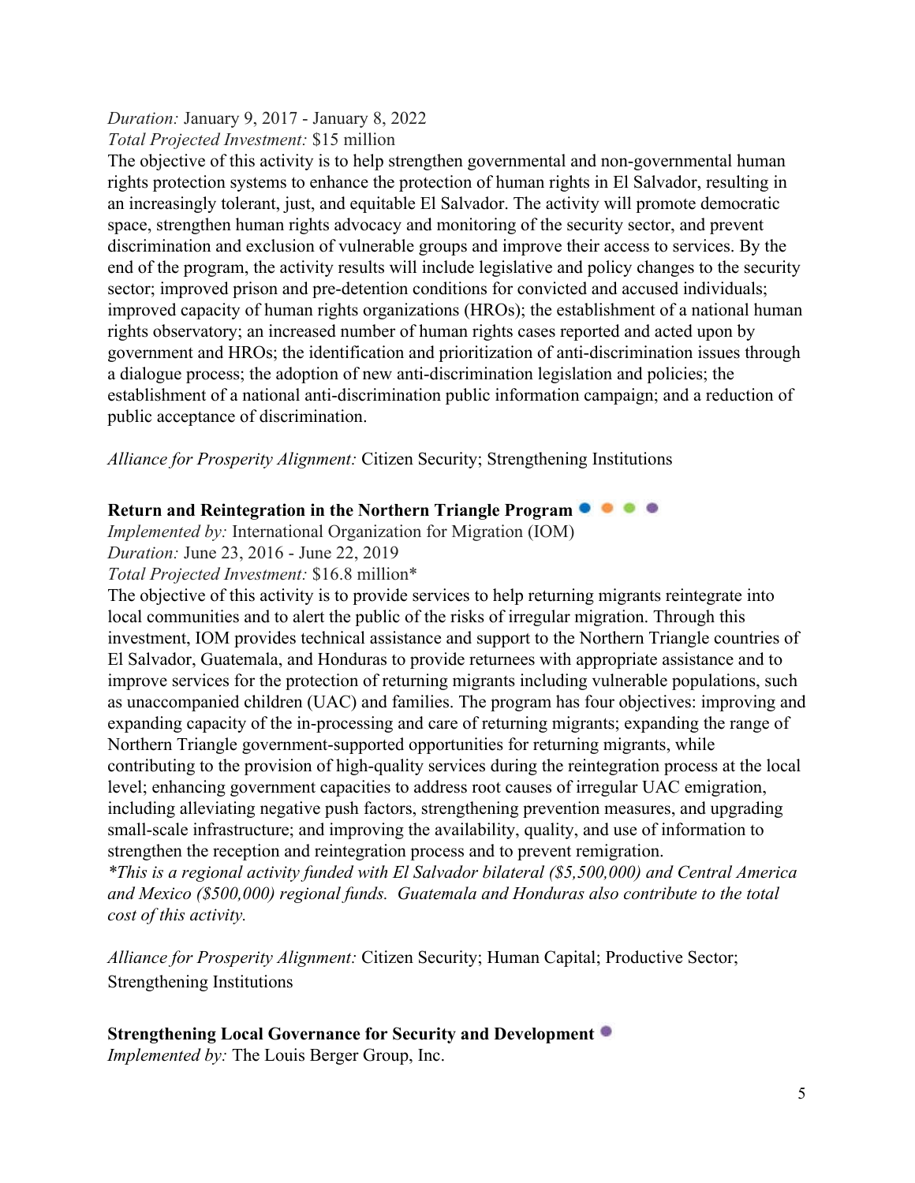*Duration:* January 9, 2017 - January 8, 2022
*Total Projected Investment:* $15 million
The objective of this activity is to help strengthen governmental and non-governmental human rights protection systems to enhance the protection of human rights in El Salvador, resulting in an increasingly tolerant, just, and equitable El Salvador. The activity will promote democratic space, strengthen human rights advocacy and monitoring of the security sector, and prevent discrimination and exclusion of vulnerable groups and improve their access to services. By the end of the program, the activity results will include legislative and policy changes to the security sector; improved prison and pre-detention conditions for convicted and accused individuals; improved capacity of human rights organizations (HROs); the establishment of a national human rights observatory; an increased number of human rights cases reported and acted upon by government and HROs; the identification and prioritization of anti-discrimination issues through a dialogue process; the adoption of new anti-discrimination legislation and policies; the establishment of a national anti-discrimination public information campaign; and a reduction of public acceptance of discrimination.

*Alliance for Prosperity Alignment:* Citizen Security; Strengthening Institutions

**Return and Reintegration in the Northern Triangle Program**
*Implemented by:* International Organization for Migration (IOM)
*Duration:* June 23, 2016 - June 22, 2019
*Total Projected Investment:* $16.8 million*
The objective of this activity is to provide services to help returning migrants reintegrate into local communities and to alert the public of the risks of irregular migration. Through this investment, IOM provides technical assistance and support to the Northern Triangle countries of El Salvador, Guatemala, and Honduras to provide returnees with appropriate assistance and to improve services for the protection of returning migrants including vulnerable populations, such as unaccompanied children (UAC) and families. The program has four objectives: improving and expanding capacity of the in-processing and care of returning migrants; expanding the range of Northern Triangle government-supported opportunities for returning migrants, while contributing to the provision of high-quality services during the reintegration process at the local level; enhancing government capacities to address root causes of irregular UAC emigration, including alleviating negative push factors, strengthening prevention measures, and upgrading small-scale infrastructure; and improving the availability, quality, and use of information to strengthen the reception and reintegration process and to prevent remigration.
**This is a regional activity funded with El Salvador bilateral ($5,500,000) and Central America and Mexico ($500,000) regional funds. Guatemala and Honduras also contribute to the total cost of this activity.*

*Alliance for Prosperity Alignment:* Citizen Security; Human Capital; Productive Sector; Strengthening Institutions

**Strengthening Local Governance for Security and Development**
*Implemented by:* The Louis Berger Group, Inc.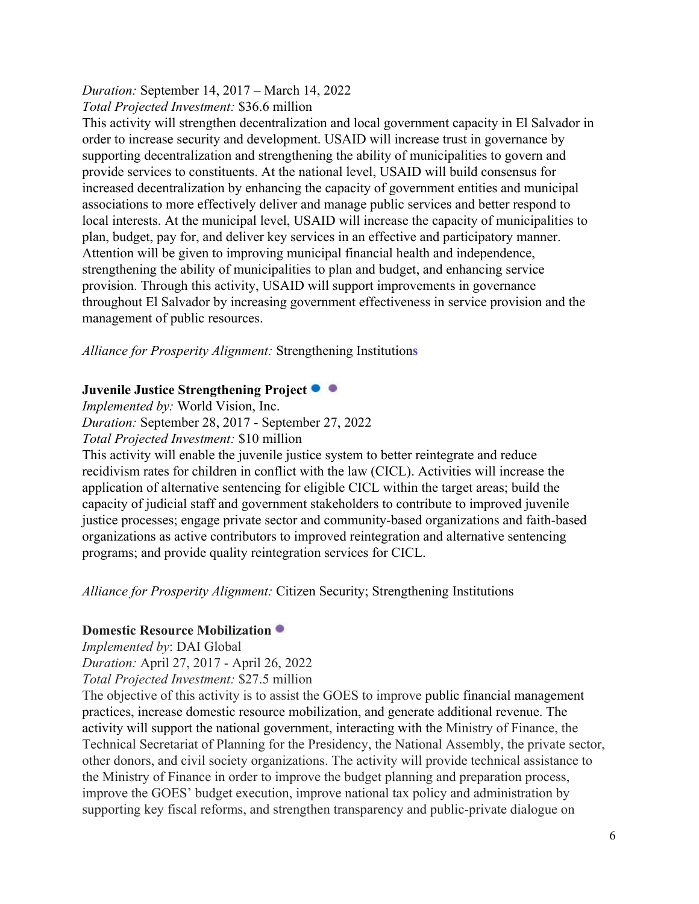*Duration:* September 14, 2017 – March 14, 2022
*Total Projected Investment:* $36.6 million
This activity will strengthen decentralization and local government capacity in El Salvador in order to increase security and development. USAID will increase trust in governance by supporting decentralization and strengthening the ability of municipalities to govern and provide services to constituents. At the national level, USAID will build consensus for increased decentralization by enhancing the capacity of government entities and municipal associations to more effectively deliver and manage public services and better respond to local interests. At the municipal level, USAID will increase the capacity of municipalities to plan, budget, pay for, and deliver key services in an effective and participatory manner. Attention will be given to improving municipal financial health and independence, strengthening the ability of municipalities to plan and budget, and enhancing service provision. Through this activity, USAID will support improvements in governance throughout El Salvador by increasing government effectiveness in service provision and the management of public resources.

*Alliance for Prosperity Alignment:* Strengthening Institutions

**Juvenile Justice Strengthening Project**
*Implemented by:* World Vision, Inc.
*Duration:* September 28, 2017 - September 27, 2022
*Total Projected Investment:* $10 million
This activity will enable the juvenile justice system to better reintegrate and reduce recidivism rates for children in conflict with the law (CICL). Activities will increase the application of alternative sentencing for eligible CICL within the target areas; build the capacity of judicial staff and government stakeholders to contribute to improved juvenile justice processes; engage private sector and community-based organizations and faith-based organizations as active contributors to improved reintegration and alternative sentencing programs; and provide quality reintegration services for CICL.

*Alliance for Prosperity Alignment:* Citizen Security; Strengthening Institutions

**Domestic Resource Mobilization**
*Implemented by*: DAI Global
*Duration:* April 27, 2017 - April 26, 2022
*Total Projected Investment:* $27.5 million
The objective of this activity is to assist the GOES to improve public financial management practices, increase domestic resource mobilization, and generate additional revenue. The activity will support the national government, interacting with the Ministry of Finance, the Technical Secretariat of Planning for the Presidency, the National Assembly, the private sector, other donors, and civil society organizations. The activity will provide technical assistance to the Ministry of Finance in order to improve the budget planning and preparation process, improve the GOES' budget execution, improve national tax policy and administration by supporting key fiscal reforms, and strengthen transparency and public-private dialogue on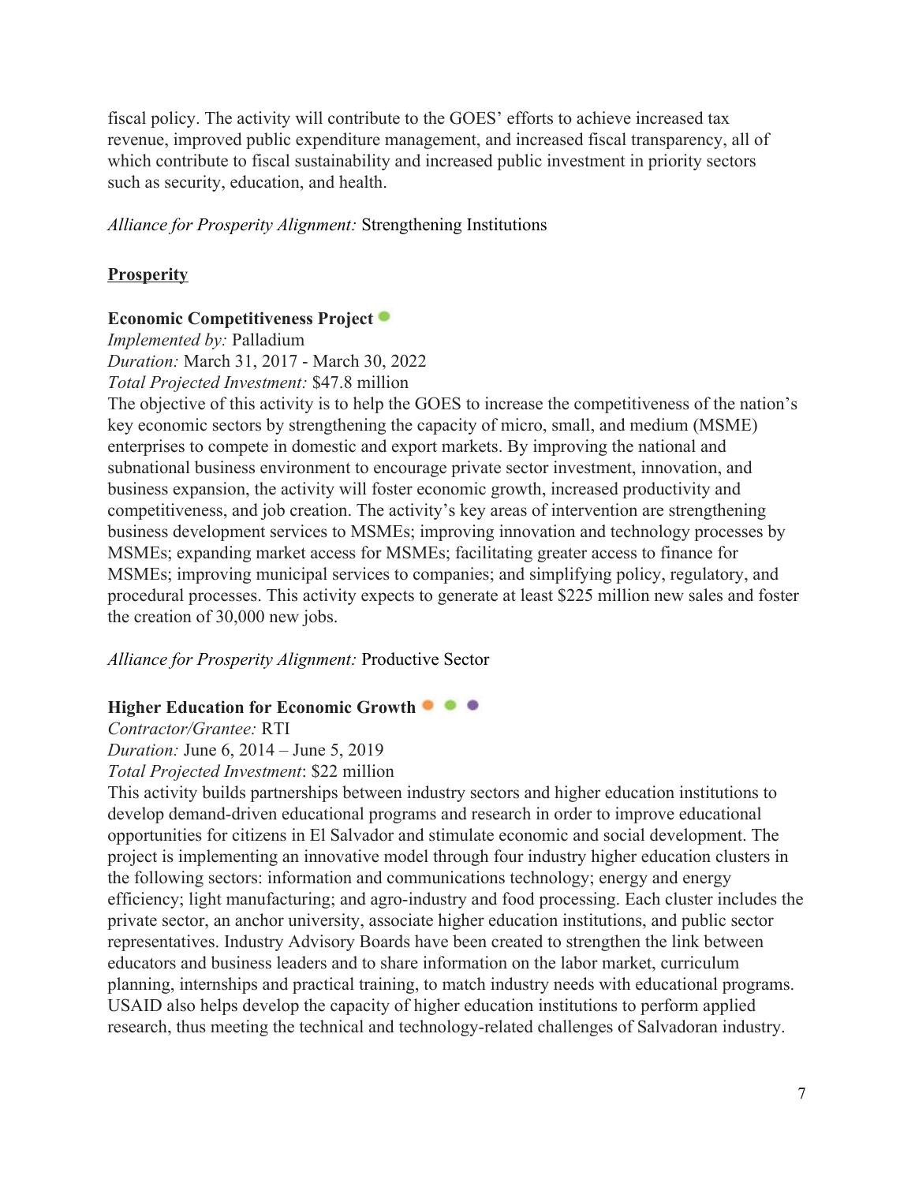fiscal policy. The activity will contribute to the GOES' efforts to achieve increased tax revenue, improved public expenditure management, and increased fiscal transparency, all of which contribute to fiscal sustainability and increased public investment in priority sectors such as security, education, and health.

*Alliance for Prosperity Alignment:* Strengthening Institutions

## Prosperity

**Economic Competitiveness Project**

*Implemented by:* Palladium
*Duration:* March 31, 2017 - March 30, 2022
*Total Projected Investment:* $47.8 million

The objective of this activity is to help the GOES to increase the competitiveness of the nation's key economic sectors by strengthening the capacity of micro, small, and medium (MSME) enterprises to compete in domestic and export markets. By improving the national and subnational business environment to encourage private sector investment, innovation, and business expansion, the activity will foster economic growth, increased productivity and competitiveness, and job creation. The activity's key areas of intervention are strengthening business development services to MSMEs; improving innovation and technology processes by MSMEs; expanding market access for MSMEs; facilitating greater access to finance for MSMEs; improving municipal services to companies; and simplifying policy, regulatory, and procedural processes. This activity expects to generate at least $225 million new sales and foster the creation of 30,000 new jobs.

*Alliance for Prosperity Alignment:* Productive Sector

**Higher Education for Economic Growth**

*Contractor/Grantee:* RTI
*Duration:* June 6, 2014 – June 5, 2019
*Total Projected Investment*: $22 million

This activity builds partnerships between industry sectors and higher education institutions to develop demand-driven educational programs and research in order to improve educational opportunities for citizens in El Salvador and stimulate economic and social development. The project is implementing an innovative model through four industry higher education clusters in the following sectors: information and communications technology; energy and energy efficiency; light manufacturing; and agro-industry and food processing. Each cluster includes the private sector, an anchor university, associate higher education institutions, and public sector representatives. Industry Advisory Boards have been created to strengthen the link between educators and business leaders and to share information on the labor market, curriculum planning, internships and practical training, to match industry needs with educational programs. USAID also helps develop the capacity of higher education institutions to perform applied research, thus meeting the technical and technology-related challenges of Salvadoran industry.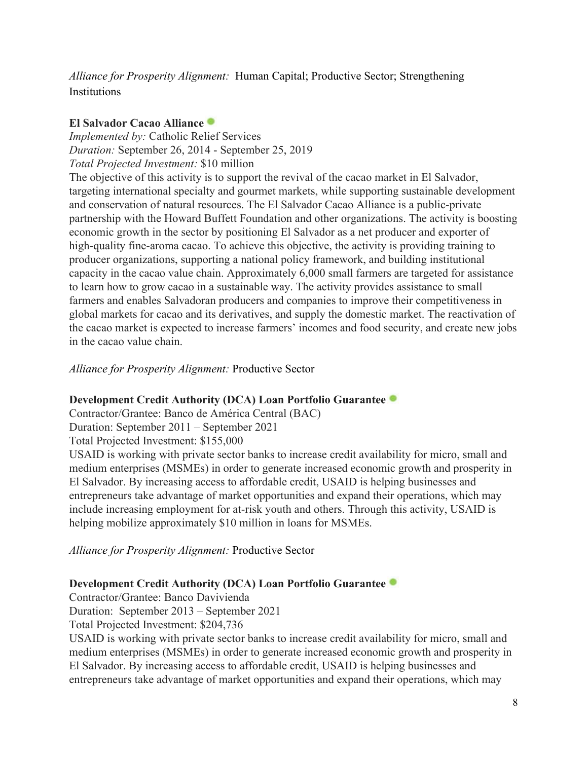*Alliance for Prosperity Alignment:* Human Capital; Productive Sector; Strengthening Institutions

**El Salvador Cacao Alliance**

*Implemented by:* Catholic Relief Services
*Duration:* September 26, 2014 - September 25, 2019
*Total Projected Investment:* $10 million

The objective of this activity is to support the revival of the cacao market in El Salvador, targeting international specialty and gourmet markets, while supporting sustainable development and conservation of natural resources. The El Salvador Cacao Alliance is a public-private partnership with the Howard Buffett Foundation and other organizations. The activity is boosting economic growth in the sector by positioning El Salvador as a net producer and exporter of high-quality fine-aroma cacao. To achieve this objective, the activity is providing training to producer organizations, supporting a national policy framework, and building institutional capacity in the cacao value chain. Approximately 6,000 small farmers are targeted for assistance to learn how to grow cacao in a sustainable way. The activity provides assistance to small farmers and enables Salvadoran producers and companies to improve their competitiveness in global markets for cacao and its derivatives, and supply the domestic market. The reactivation of the cacao market is expected to increase farmers' incomes and food security, and create new jobs in the cacao value chain.

*Alliance for Prosperity Alignment:* Productive Sector

**Development Credit Authority (DCA) Loan Portfolio Guarantee**

Contractor/Grantee: Banco de América Central (BAC)
Duration: September 2011 – September 2021
Total Projected Investment: $155,000

USAID is working with private sector banks to increase credit availability for micro, small and medium enterprises (MSMEs) in order to generate increased economic growth and prosperity in El Salvador. By increasing access to affordable credit, USAID is helping businesses and entrepreneurs take advantage of market opportunities and expand their operations, which may include increasing employment for at-risk youth and others. Through this activity, USAID is helping mobilize approximately $10 million in loans for MSMEs.

*Alliance for Prosperity Alignment:* Productive Sector

**Development Credit Authority (DCA) Loan Portfolio Guarantee**

Contractor/Grantee: Banco Davivienda
Duration: September 2013 – September 2021
Total Projected Investment: $204,736

USAID is working with private sector banks to increase credit availability for micro, small and medium enterprises (MSMEs) in order to generate increased economic growth and prosperity in El Salvador. By increasing access to affordable credit, USAID is helping businesses and entrepreneurs take advantage of market opportunities and expand their operations, which may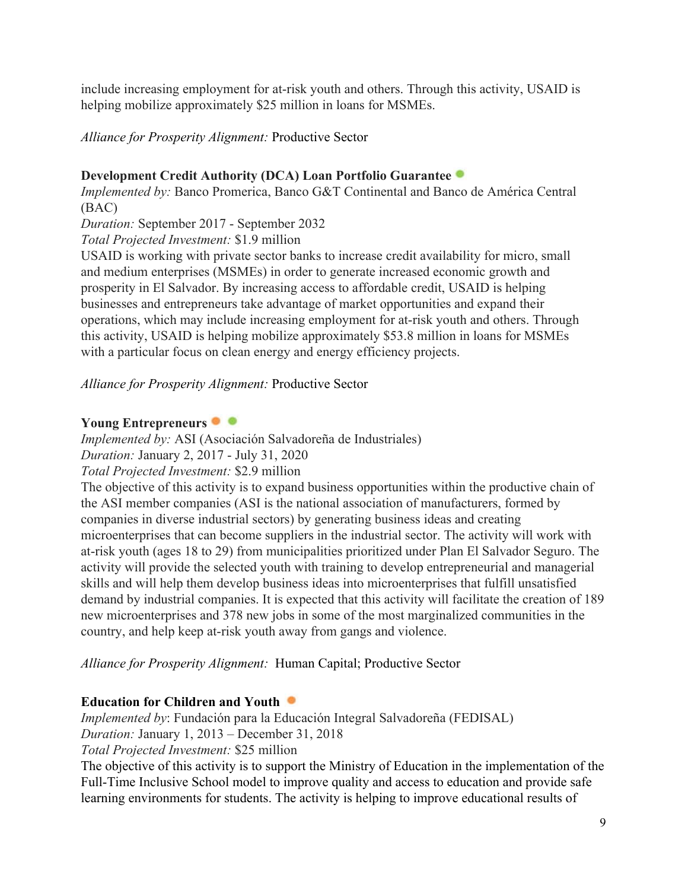include increasing employment for at-risk youth and others. Through this activity, USAID is helping mobilize approximately $25 million in loans for MSMEs.

*Alliance for Prosperity Alignment:* Productive Sector

**Development Credit Authority (DCA) Loan Portfolio Guarantee**

*Implemented by:* Banco Promerica, Banco G&T Continental and Banco de América Central (BAC)

*Duration:* September 2017 - September 2032

*Total Projected Investment:* $1.9 million

USAID is working with private sector banks to increase credit availability for micro, small and medium enterprises (MSMEs) in order to generate increased economic growth and prosperity in El Salvador. By increasing access to affordable credit, USAID is helping businesses and entrepreneurs take advantage of market opportunities and expand their operations, which may include increasing employment for at-risk youth and others. Through this activity, USAID is helping mobilize approximately $53.8 million in loans for MSMEs with a particular focus on clean energy and energy efficiency projects.

*Alliance for Prosperity Alignment:* Productive Sector

**Young Entrepreneurs**

*Implemented by:* ASI (Asociación Salvadoreña de Industriales)

*Duration:* January 2, 2017 - July 31, 2020

*Total Projected Investment:* $2.9 million

The objective of this activity is to expand business opportunities within the productive chain of the ASI member companies (ASI is the national association of manufacturers, formed by companies in diverse industrial sectors) by generating business ideas and creating microenterprises that can become suppliers in the industrial sector. The activity will work with at-risk youth (ages 18 to 29) from municipalities prioritized under Plan El Salvador Seguro. The activity will provide the selected youth with training to develop entrepreneurial and managerial skills and will help them develop business ideas into microenterprises that fulfill unsatisfied demand by industrial companies. It is expected that this activity will facilitate the creation of 189 new microenterprises and 378 new jobs in some of the most marginalized communities in the country, and help keep at-risk youth away from gangs and violence.

*Alliance for Prosperity Alignment:* Human Capital; Productive Sector

**Education for Children and Youth**

*Implemented by*: Fundación para la Educación Integral Salvadoreña (FEDISAL)

*Duration:* January 1, 2013 – December 31, 2018

*Total Projected Investment:* $25 million

The objective of this activity is to support the Ministry of Education in the implementation of the Full-Time Inclusive School model to improve quality and access to education and provide safe learning environments for students. The activity is helping to improve educational results of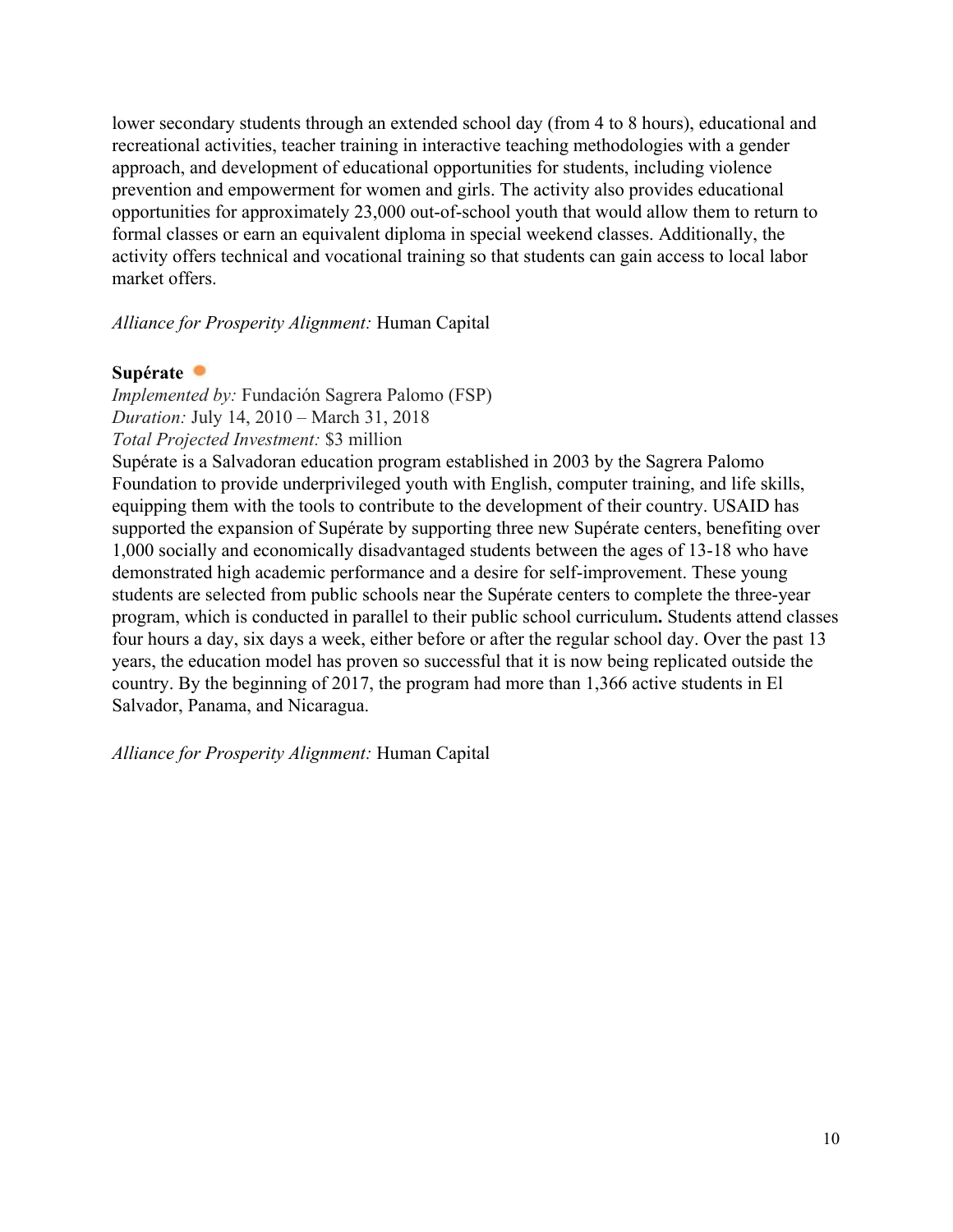lower secondary students through an extended school day (from 4 to 8 hours), educational and recreational activities, teacher training in interactive teaching methodologies with a gender approach, and development of educational opportunities for students, including violence prevention and empowerment for women and girls. The activity also provides educational opportunities for approximately 23,000 out-of-school youth that would allow them to return to formal classes or earn an equivalent diploma in special weekend classes. Additionally, the activity offers technical and vocational training so that students can gain access to local labor market offers.

*Alliance for Prosperity Alignment:* Human Capital

**Supérate**

*Implemented by:* Fundación Sagrera Palomo (FSP)
*Duration:* July 14, 2010 – March 31, 2018
*Total Projected Investment:* $3 million

Supérate is a Salvadoran education program established in 2003 by the Sagrera Palomo Foundation to provide underprivileged youth with English, computer training, and life skills, equipping them with the tools to contribute to the development of their country. USAID has supported the expansion of Supérate by supporting three new Supérate centers, benefiting over 1,000 socially and economically disadvantaged students between the ages of 13-18 who have demonstrated high academic performance and a desire for self-improvement. These young students are selected from public schools near the Supérate centers to complete the three-year program, which is conducted in parallel to their public school curriculum**.** Students attend classes four hours a day, six days a week, either before or after the regular school day. Over the past 13 years, the education model has proven so successful that it is now being replicated outside the country. By the beginning of 2017, the program had more than 1,366 active students in El Salvador, Panama, and Nicaragua.

*Alliance for Prosperity Alignment:* Human Capital